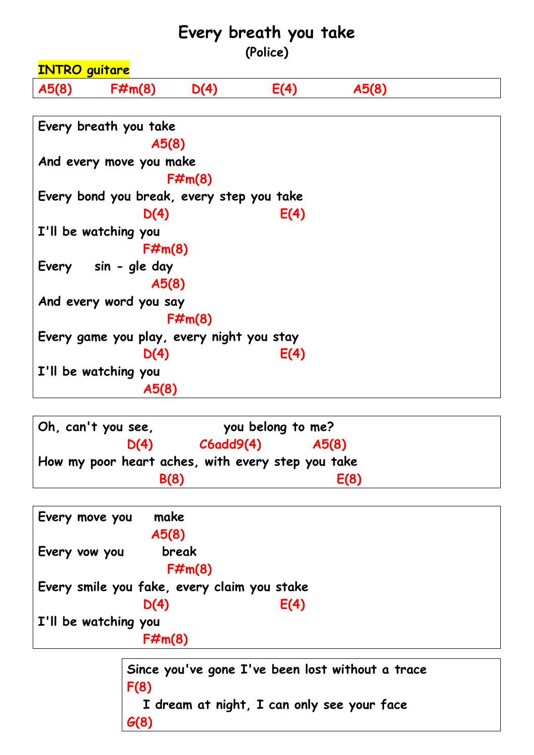# Every breath you take

### (Police)

**INTRO guitare**

A5(8)  F#m(8)  D(4)  E(4)  A5(8)

```
Every breath you take
                  A5(8)
And every move you make
                     F#m(8)
Every bond you break, every step you take
                D(4)                 E(4)
I'll be watching you
                F#m(8)
Every    sin - gle day
                  A5(8)
And every word you say
                     F#m(8)
Every game you play, every night you stay
                D(4)                 E(4)
I'll be watching you
                A5(8)
```

```
Oh, can't you see,            you belong to me?
              D(4)      C6add9(4)      A5(8)
How my poor heart aches, with every step you take
                   B(8)                       E(8)
```

```
Every move you    make
                  A5(8)
Every vow you      break
                     F#m(8)
Every smile you fake, every claim you stake
                D(4)                 E(4)
I'll be watching you
                F#m(8)
```

```
Since you've gone I've been lost without a trace
F(8)
  I dream at night, I can only see your face
G(8)
```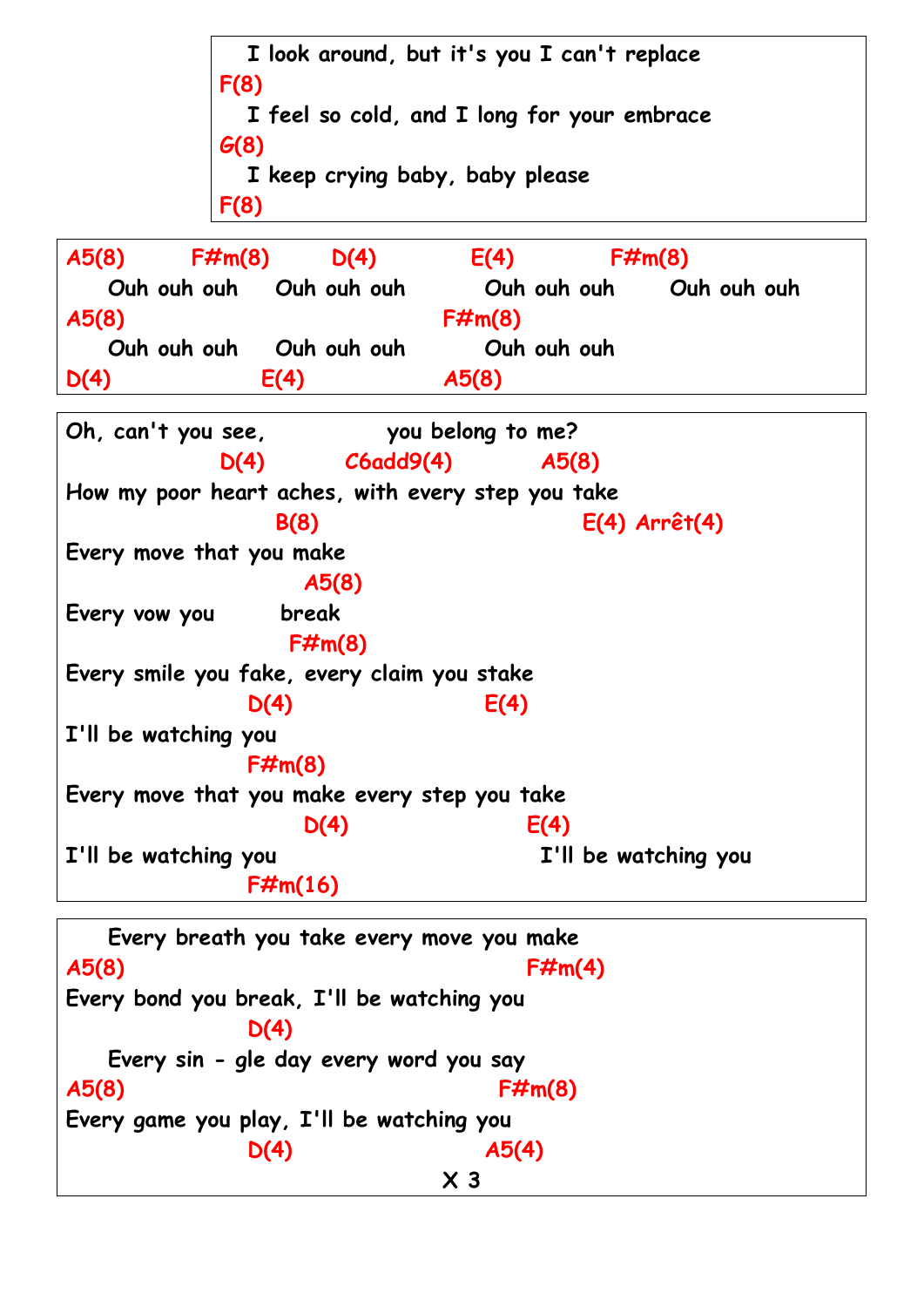I look around, but it's you I can't replace
F(8)
I feel so cold, and I long for your embrace
G(8)
I keep crying baby, baby please
F(8)

A5(8) F#m(8) D(4) E(4) F#m(8)
Ouh ouh ouh Ouh ouh ouh Ouh ouh ouh Ouh ouh ouh
A5(8) F#m(8)
Ouh ouh ouh Ouh ouh ouh Ouh ouh ouh
D(4) E(4) A5(8)

Oh, can't you see, you belong to me?
D(4) C6add9(4) A5(8)
How my poor heart aches, with every step you take
B(8) E(4) Arrêt(4)
Every move that you make
A5(8)
Every vow you break
F#m(8)
Every smile you fake, every claim you stake
D(4) E(4)
I'll be watching you
F#m(8)
Every move that you make every step you take
D(4) E(4)
I'll be watching you I'll be watching you
F#m(16)

Every breath you take every move you make
A5(8) F#m(4)
Every bond you break, I'll be watching you
D(4)
Every sin - gle day every word you say
A5(8) F#m(8)
Every game you play, I'll be watching you
D(4) A5(4)
X 3